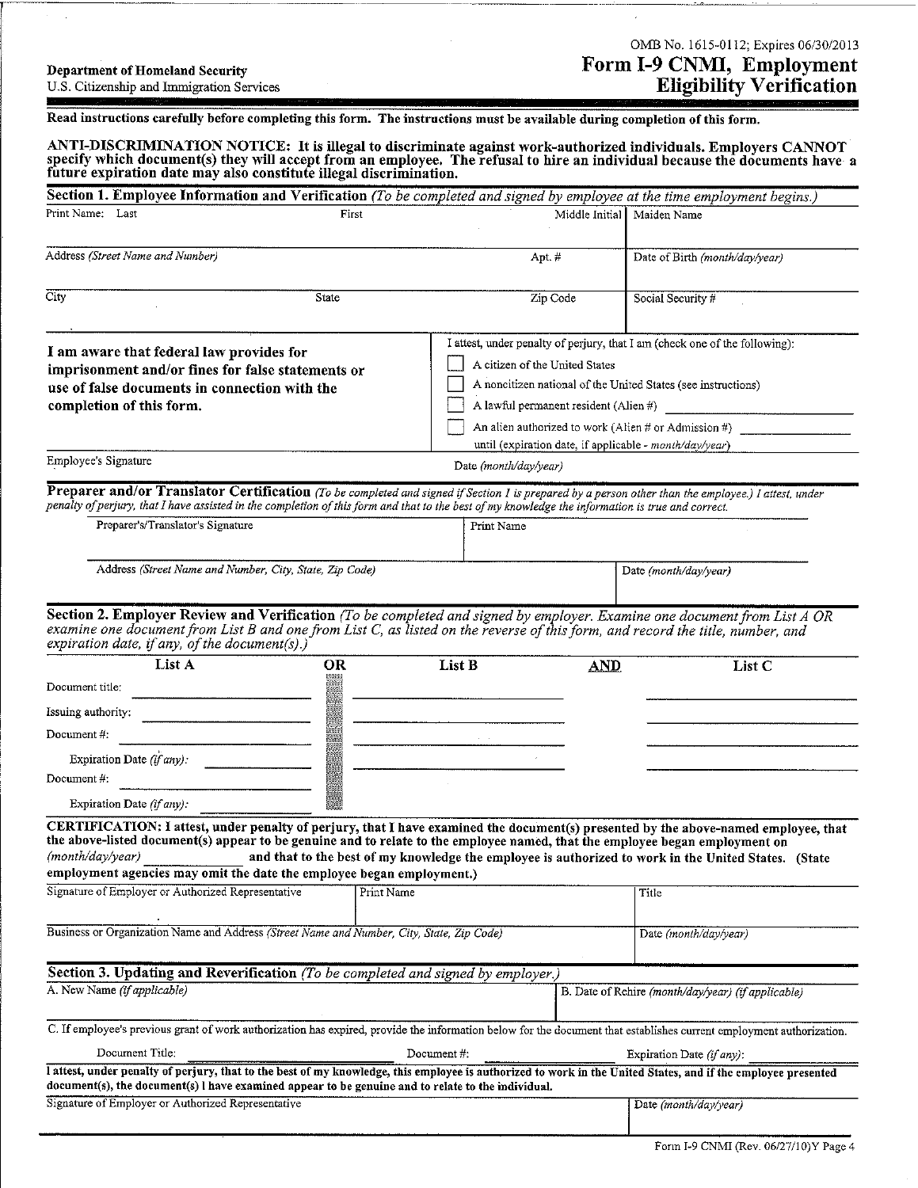Department of Homeland Security
U.S. Citizenship and Immigration Services

OMB No. 1615-0112; Expires 06/30/2013

# Form I-9 CNMI, Employment Eligibility Verification

**Read instructions carefully before completing this form. The instructions must be available during completion of this form.**

**ANTI-DISCRIMINATION NOTICE: It is illegal to discriminate against work-authorized individuals. Employers CANNOT specify which document(s) they will accept from an employee. The refusal to hire an individual because the documents have a future expiration date may also constitute illegal discrimination.**

## Section 1. Employee Information and Verification *(To be completed and signed by employee at the time employment begins.)*

| Print Name: Last | First | Middle Initial | Maiden Name |
|---|---|---|---|
| | | | |

| Address *(Street Name and Number)* | Apt. # | Date of Birth *(month/day/year)* |
|---|---|---|
| | | |

| City | State | Zip Code | Social Security # |
|---|---|---|---|
| | | | |

**I am aware that federal law provides for imprisonment and/or fines for false statements or use of false documents in connection with the completion of this form.**

I attest, under penalty of perjury, that I am (check one of the following):

- ☐ A citizen of the United States
- ☐ A noncitizen national of the United States (see instructions)
- ☐ A lawful permanent resident (Alien #) ____________
- ☐ An alien authorized to work (Alien # or Admission #) ____________ until (expiration date, if applicable - *month/day/year*)

Employee's Signature ____________ Date *(month/day/year)* ____________

**Preparer and/or Translator Certification** *(To be completed and signed if Section 1 is prepared by a person other than the employee.) I attest, under penalty of perjury, that I have assisted in the completion of this form and that to the best of my knowledge the information is true and correct.*

| Preparer's/Translator's Signature | Print Name |
|---|---|
| | |

| Address *(Street Name and Number, City, State, Zip Code)* | Date *(month/day/year)* |
|---|---|
| | |

## Section 2. Employer Review and Verification *(To be completed and signed by employer. Examine one document from List A OR examine one document from List B and one from List C, as listed on the reverse of this form, and record the title, number, and expiration date, if any, of the document(s).)*

| | List A | OR | List B | AND | List C |
|---|---|---|---|---|---|
| Document title: | | | | | |
| Issuing authority: | | | | | |
| Document #: | | | | | |
| Expiration Date *(if any)*: | | | | | |
| Document #: | | | | | |
| Expiration Date *(if any)*: | | | | | |

**CERTIFICATION: I attest, under penalty of perjury, that I have examined the document(s) presented by the above-named employee, that the above-listed document(s) appear to be genuine and to relate to the employee named, that the employee began employment on** *(month/day/year)* ____________ **and that to the best of my knowledge the employee is authorized to work in the United States. (State employment agencies may omit the date the employee began employment.)**

| Signature of Employer or Authorized Representative | Print Name | Title |
|---|---|---|
| | | |

| Business or Organization Name and Address *(Street Name and Number, City, State, Zip Code)* | Date *(month/day/year)* |
|---|---|
| | |

## Section 3. Updating and Reverification *(To be completed and signed by employer.)*

| A. New Name *(if applicable)* | B. Date of Rehire *(month/day/year) (if applicable)* |
|---|---|
| | |

C. If employee's previous grant of work authorization has expired, provide the information below for the document that establishes current employment authorization.

Document Title: ____________ Document #: ____________ Expiration Date *(if any)*: ____________

**I attest, under penalty of perjury, that to the best of my knowledge, this employee is authorized to work in the United States, and if the employee presented document(s), the document(s) I have examined appear to be genuine and to relate to the individual.**

| Signature of Employer or Authorized Representative | Date *(month/day/year)* |
|---|---|
| | |

Form I-9 CNMI (Rev. 06/27/10)Y Page 4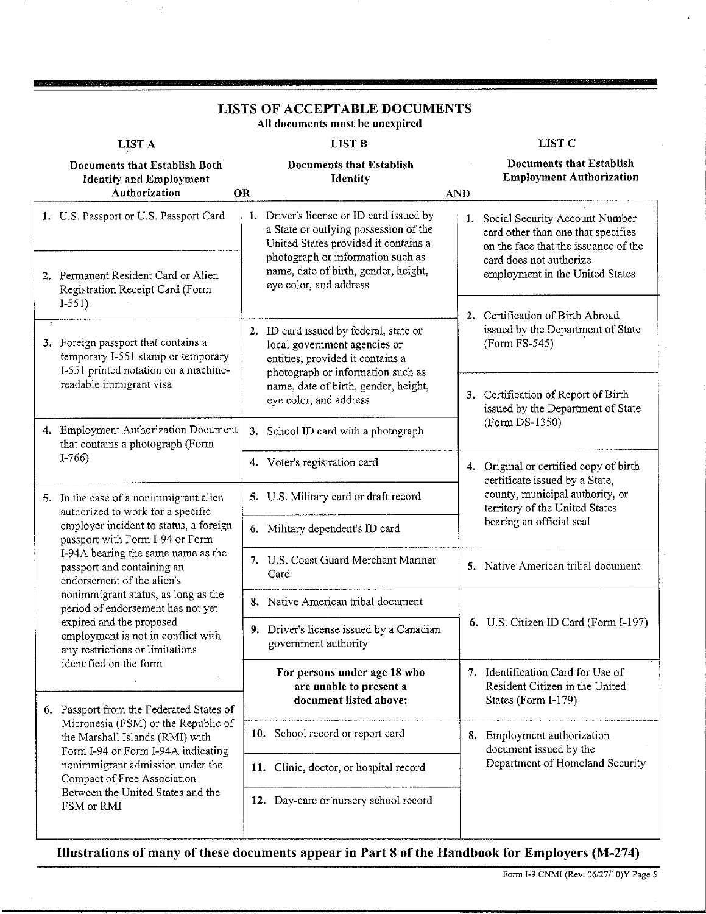## LISTS OF ACCEPTABLE DOCUMENTS

**All documents must be unexpired**

| LIST A<br>**Documents that Establish Both Identity and Employment Authorization** | OR | LIST B<br>**Documents that Establish Identity** | AND | LIST C<br>**Documents that Establish Employment Authorization** |
|---|---|---|---|---|
| 1. U.S. Passport or U.S. Passport Card | | 1. Driver's license or ID card issued by a State or outlying possession of the United States provided it contains a photograph or information such as name, date of birth, gender, height, eye color, and address | | 1. Social Security Account Number card other than one that specifies on the face that the issuance of the card does not authorize employment in the United States |
| 2. Permanent Resident Card or Alien Registration Receipt Card (Form I-551) | | | | 2. Certification of Birth Abroad issued by the Department of State (Form FS-545) |
| 3. Foreign passport that contains a temporary I-551 stamp or temporary I-551 printed notation on a machine-readable immigrant visa | | 2. ID card issued by federal, state or local government agencies or entities, provided it contains a photograph or information such as name, date of birth, gender, height, eye color, and address | | 3. Certification of Report of Birth issued by the Department of State (Form DS-1350) |
| 4. Employment Authorization Document that contains a photograph (Form I-766) | | 3. School ID card with a photograph | | |
| | | 4. Voter's registration card | | 4. Original or certified copy of birth certificate issued by a State, county, municipal authority, or territory of the United States bearing an official seal |
| 5. In the case of a nonimmigrant alien authorized to work for a specific employer incident to status, a foreign passport with Form I-94 or Form I-94A bearing the same name as the passport and containing an endorsement of the alien's nonimmigrant status, as long as the period of endorsement has not yet expired and the proposed employment is not in conflict with any restrictions or limitations identified on the form | | 5. U.S. Military card or draft record | | |
| | | 6. Military dependent's ID card | | |
| | | 7. U.S. Coast Guard Merchant Mariner Card | | 5. Native American tribal document |
| | | 8. Native American tribal document | | 6. U.S. Citizen ID Card (Form I-197) |
| | | 9. Driver's license issued by a Canadian government authority | | |
| 6. Passport from the Federated States of Micronesia (FSM) or the Republic of the Marshall Islands (RMI) with Form I-94 or Form I-94A indicating nonimmigrant admission under the Compact of Free Association Between the United States and the FSM or RMI | | **For persons under age 18 who are unable to present a document listed above:** | | 7. Identification Card for Use of Resident Citizen in the United States (Form I-179) |
| | | 10. School record or report card | | 8. Employment authorization document issued by the Department of Homeland Security |
| | | 11. Clinic, doctor, or hospital record | | |
| | | 12. Day-care or nursery school record | | |

**Illustrations of many of these documents appear in Part 8 of the Handbook for Employers (M-274)**

Form I-9 CNMI (Rev. 06/27/10)Y Page 5